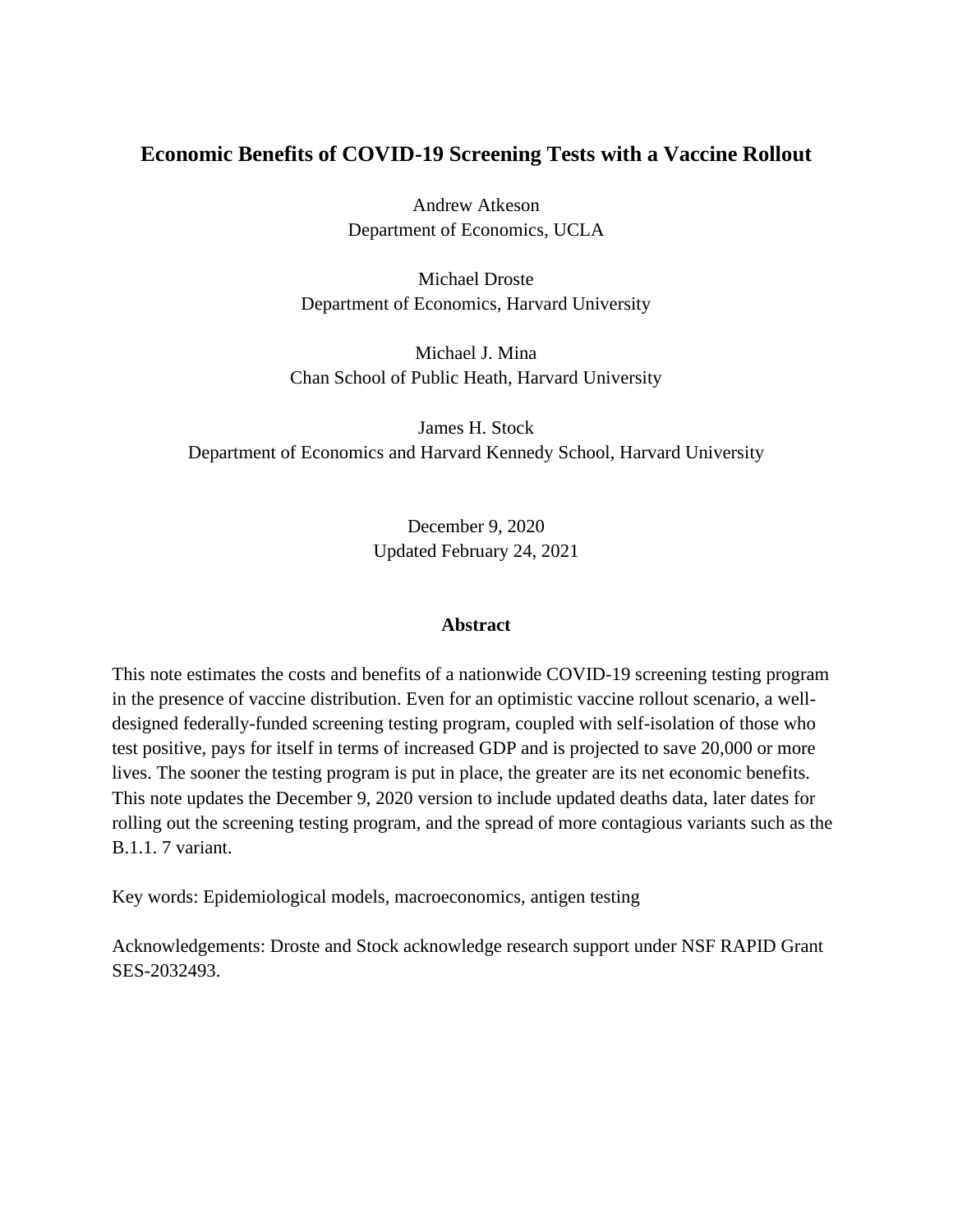# Economic Benefits of COVID-19 Screening Tests with a Vaccine Rollout

Andrew Atkeson
Department of Economics, UCLA

Michael Droste
Department of Economics, Harvard University

Michael J. Mina
Chan School of Public Heath, Harvard University

James H. Stock
Department of Economics and Harvard Kennedy School, Harvard University

December 9, 2020
Updated February 24, 2021

## Abstract

This note estimates the costs and benefits of a nationwide COVID-19 screening testing program in the presence of vaccine distribution. Even for an optimistic vaccine rollout scenario, a well-designed federally-funded screening testing program, coupled with self-isolation of those who test positive, pays for itself in terms of increased GDP and is projected to save 20,000 or more lives. The sooner the testing program is put in place, the greater are its net economic benefits. This note updates the December 9, 2020 version to include updated deaths data, later dates for rolling out the screening testing program, and the spread of more contagious variants such as the B.1.1. 7 variant.

Key words: Epidemiological models, macroeconomics, antigen testing

Acknowledgements: Droste and Stock acknowledge research support under NSF RAPID Grant SES-2032493.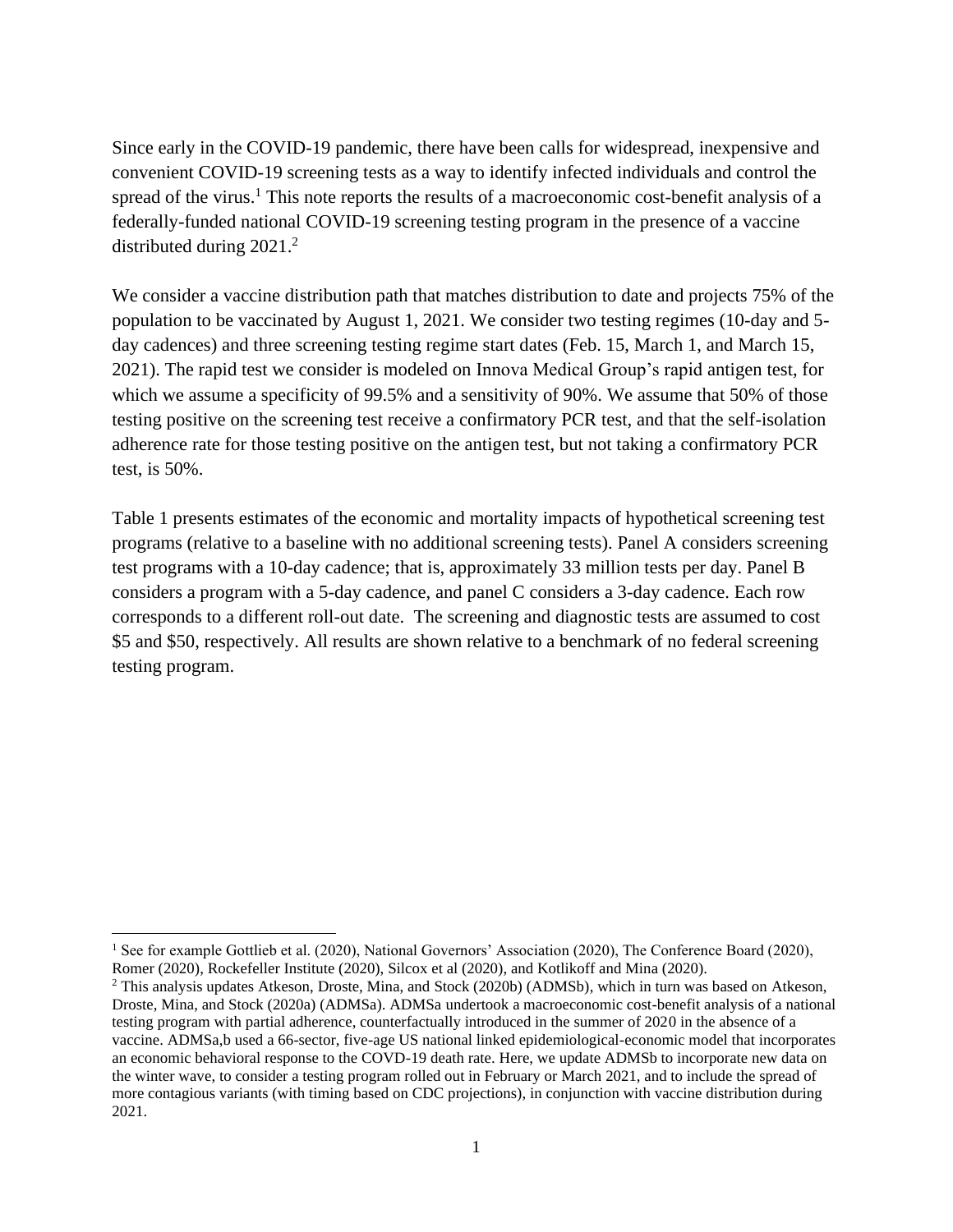Since early in the COVID-19 pandemic, there have been calls for widespread, inexpensive and convenient COVID-19 screening tests as a way to identify infected individuals and control the spread of the virus.[1] This note reports the results of a macroeconomic cost-benefit analysis of a federally-funded national COVID-19 screening testing program in the presence of a vaccine distributed during 2021.[2]

We consider a vaccine distribution path that matches distribution to date and projects 75% of the population to be vaccinated by August 1, 2021. We consider two testing regimes (10-day and 5-day cadences) and three screening testing regime start dates (Feb. 15, March 1, and March 15, 2021). The rapid test we consider is modeled on Innova Medical Group's rapid antigen test, for which we assume a specificity of 99.5% and a sensitivity of 90%. We assume that 50% of those testing positive on the screening test receive a confirmatory PCR test, and that the self-isolation adherence rate for those testing positive on the antigen test, but not taking a confirmatory PCR test, is 50%.

Table 1 presents estimates of the economic and mortality impacts of hypothetical screening test programs (relative to a baseline with no additional screening tests). Panel A considers screening test programs with a 10-day cadence; that is, approximately 33 million tests per day. Panel B considers a program with a 5-day cadence, and panel C considers a 3-day cadence. Each row corresponds to a different roll-out date. The screening and diagnostic tests are assumed to cost \$5 and \$50, respectively. All results are shown relative to a benchmark of no federal screening testing program.

---

[1] See for example Gottlieb et al. (2020), National Governors' Association (2020), The Conference Board (2020), Romer (2020), Rockefeller Institute (2020), Silcox et al (2020), and Kotlikoff and Mina (2020).

[2] This analysis updates Atkeson, Droste, Mina, and Stock (2020b) (ADMSb), which in turn was based on Atkeson, Droste, Mina, and Stock (2020a) (ADMSa). ADMSa undertook a macroeconomic cost-benefit analysis of a national testing program with partial adherence, counterfactually introduced in the summer of 2020 in the absence of a vaccine. ADMSa,b used a 66-sector, five-age US national linked epidemiological-economic model that incorporates an economic behavioral response to the COVD-19 death rate. Here, we update ADMSb to incorporate new data on the winter wave, to consider a testing program rolled out in February or March 2021, and to include the spread of more contagious variants (with timing based on CDC projections), in conjunction with vaccine distribution during 2021.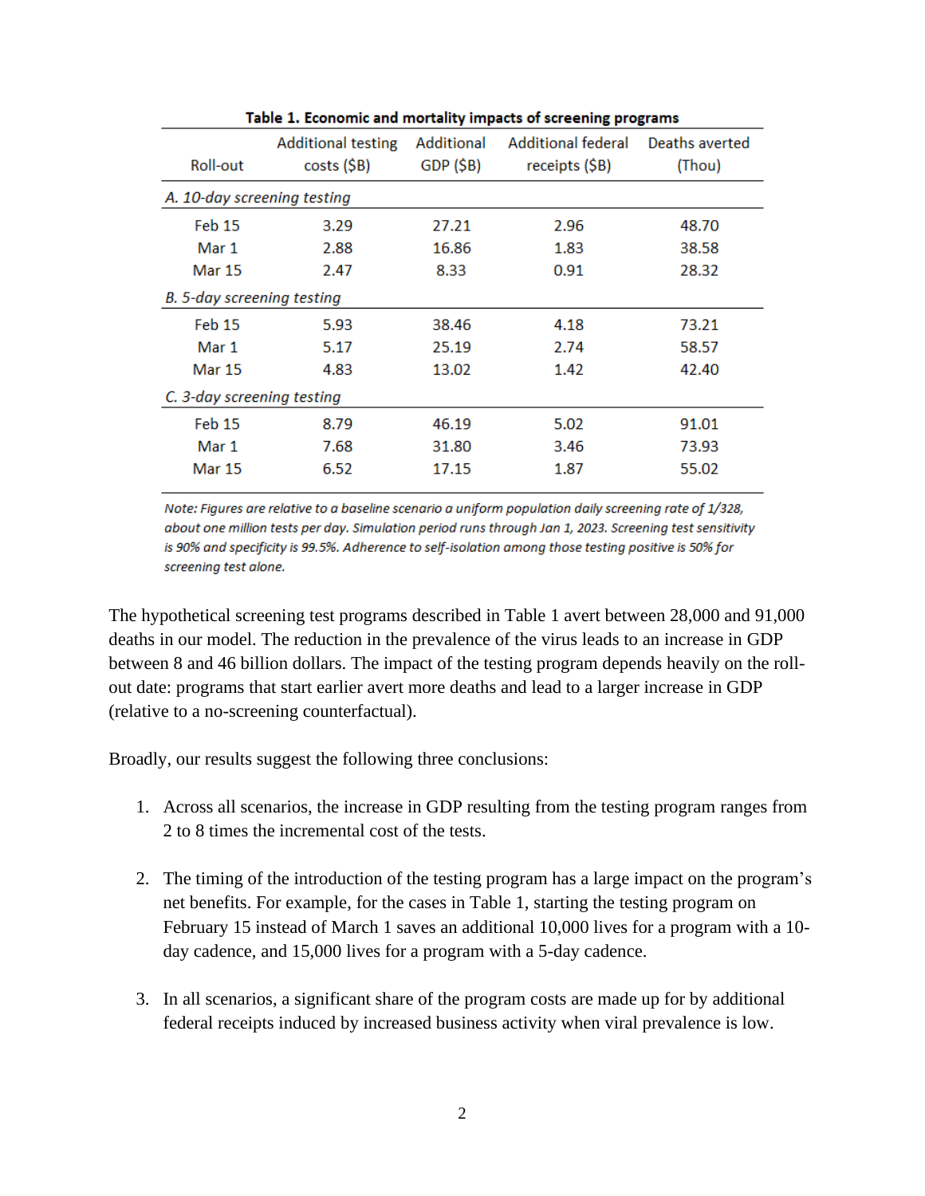**Table 1. Economic and mortality impacts of screening programs**

| Roll-out | Additional testing costs ($B) | Additional GDP ($B) | Additional federal receipts ($B) | Deaths averted (Thou) |
|---|---|---|---|---|
| *A. 10-day screening testing* | | | | |
| Feb 15 | 3.29 | 27.21 | 2.96 | 48.70 |
| Mar 1 | 2.88 | 16.86 | 1.83 | 38.58 |
| Mar 15 | 2.47 | 8.33 | 0.91 | 28.32 |
| *B. 5-day screening testing* | | | | |
| Feb 15 | 5.93 | 38.46 | 4.18 | 73.21 |
| Mar 1 | 5.17 | 25.19 | 2.74 | 58.57 |
| Mar 15 | 4.83 | 13.02 | 1.42 | 42.40 |
| *C. 3-day screening testing* | | | | |
| Feb 15 | 8.79 | 46.19 | 5.02 | 91.01 |
| Mar 1 | 7.68 | 31.80 | 3.46 | 73.93 |
| Mar 15 | 6.52 | 17.15 | 1.87 | 55.02 |

*Note: Figures are relative to a baseline scenario a uniform population daily screening rate of 1/328, about one million tests per day. Simulation period runs through Jan 1, 2023. Screening test sensitivity is 90% and specificity is 99.5%. Adherence to self-isolation among those testing positive is 50% for screening test alone.*

The hypothetical screening test programs described in Table 1 avert between 28,000 and 91,000 deaths in our model. The reduction in the prevalence of the virus leads to an increase in GDP between 8 and 46 billion dollars. The impact of the testing program depends heavily on the roll-out date: programs that start earlier avert more deaths and lead to a larger increase in GDP (relative to a no-screening counterfactual).

Broadly, our results suggest the following three conclusions:

1. Across all scenarios, the increase in GDP resulting from the testing program ranges from 2 to 8 times the incremental cost of the tests.

2. The timing of the introduction of the testing program has a large impact on the program's net benefits. For example, for the cases in Table 1, starting the testing program on February 15 instead of March 1 saves an additional 10,000 lives for a program with a 10-day cadence, and 15,000 lives for a program with a 5-day cadence.

3. In all scenarios, a significant share of the program costs are made up for by additional federal receipts induced by increased business activity when viral prevalence is low.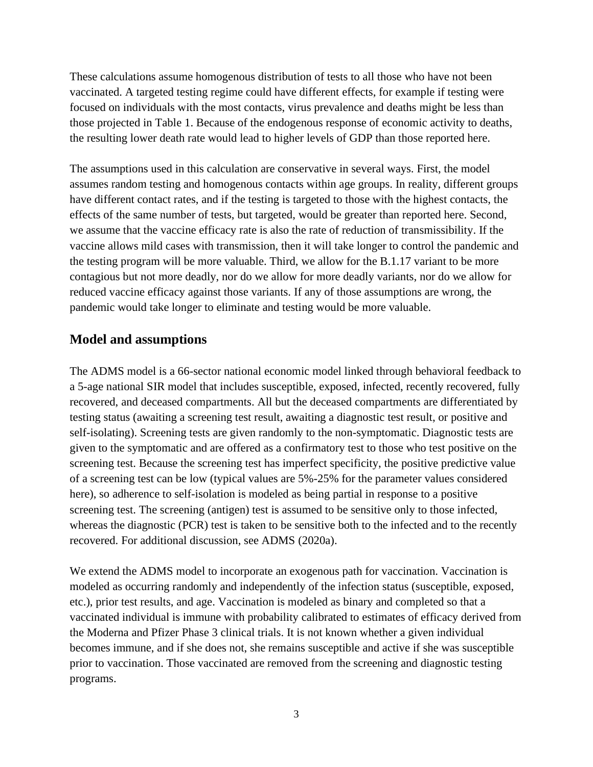These calculations assume homogenous distribution of tests to all those who have not been vaccinated. A targeted testing regime could have different effects, for example if testing were focused on individuals with the most contacts, virus prevalence and deaths might be less than those projected in Table 1. Because of the endogenous response of economic activity to deaths, the resulting lower death rate would lead to higher levels of GDP than those reported here.

The assumptions used in this calculation are conservative in several ways. First, the model assumes random testing and homogenous contacts within age groups. In reality, different groups have different contact rates, and if the testing is targeted to those with the highest contacts, the effects of the same number of tests, but targeted, would be greater than reported here. Second, we assume that the vaccine efficacy rate is also the rate of reduction of transmissibility. If the vaccine allows mild cases with transmission, then it will take longer to control the pandemic and the testing program will be more valuable. Third, we allow for the B.1.17 variant to be more contagious but not more deadly, nor do we allow for more deadly variants, nor do we allow for reduced vaccine efficacy against those variants. If any of those assumptions are wrong, the pandemic would take longer to eliminate and testing would be more valuable.

## Model and assumptions

The ADMS model is a 66-sector national economic model linked through behavioral feedback to a 5-age national SIR model that includes susceptible, exposed, infected, recently recovered, fully recovered, and deceased compartments. All but the deceased compartments are differentiated by testing status (awaiting a screening test result, awaiting a diagnostic test result, or positive and self-isolating). Screening tests are given randomly to the non-symptomatic. Diagnostic tests are given to the symptomatic and are offered as a confirmatory test to those who test positive on the screening test. Because the screening test has imperfect specificity, the positive predictive value of a screening test can be low (typical values are 5%-25% for the parameter values considered here), so adherence to self-isolation is modeled as being partial in response to a positive screening test. The screening (antigen) test is assumed to be sensitive only to those infected, whereas the diagnostic (PCR) test is taken to be sensitive both to the infected and to the recently recovered. For additional discussion, see ADMS (2020a).

We extend the ADMS model to incorporate an exogenous path for vaccination. Vaccination is modeled as occurring randomly and independently of the infection status (susceptible, exposed, etc.), prior test results, and age. Vaccination is modeled as binary and completed so that a vaccinated individual is immune with probability calibrated to estimates of efficacy derived from the Moderna and Pfizer Phase 3 clinical trials. It is not known whether a given individual becomes immune, and if she does not, she remains susceptible and active if she was susceptible prior to vaccination. Those vaccinated are removed from the screening and diagnostic testing programs.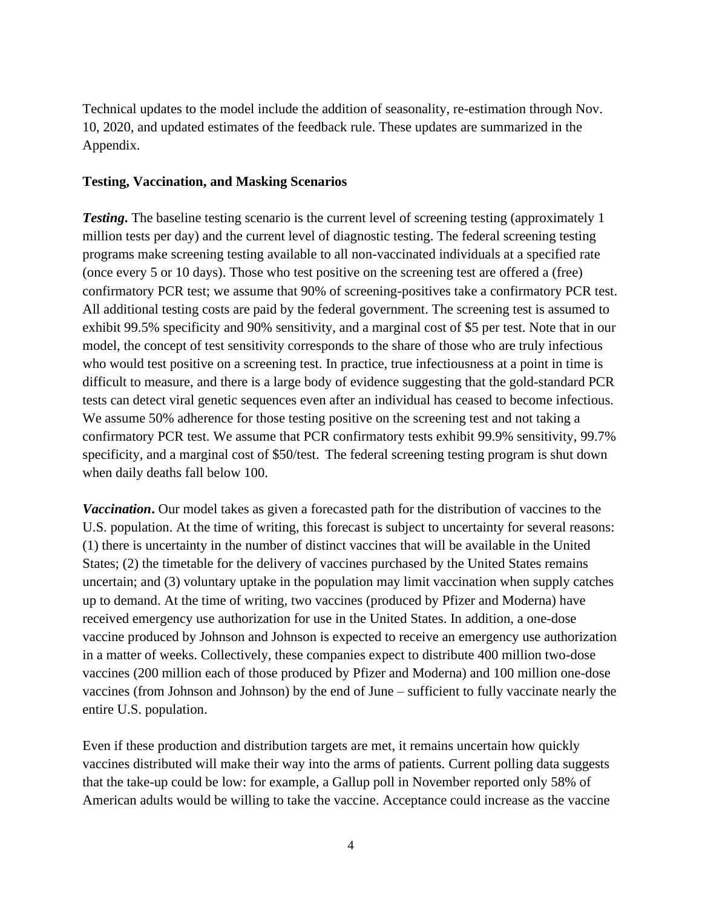Technical updates to the model include the addition of seasonality, re-estimation through Nov. 10, 2020, and updated estimates of the feedback rule. These updates are summarized in the Appendix.

**Testing, Vaccination, and Masking Scenarios**

***Testing*.** The baseline testing scenario is the current level of screening testing (approximately 1 million tests per day) and the current level of diagnostic testing. The federal screening testing programs make screening testing available to all non-vaccinated individuals at a specified rate (once every 5 or 10 days). Those who test positive on the screening test are offered a (free) confirmatory PCR test; we assume that 90% of screening-positives take a confirmatory PCR test. All additional testing costs are paid by the federal government. The screening test is assumed to exhibit 99.5% specificity and 90% sensitivity, and a marginal cost of $5 per test. Note that in our model, the concept of test sensitivity corresponds to the share of those who are truly infectious who would test positive on a screening test. In practice, true infectiousness at a point in time is difficult to measure, and there is a large body of evidence suggesting that the gold-standard PCR tests can detect viral genetic sequences even after an individual has ceased to become infectious. We assume 50% adherence for those testing positive on the screening test and not taking a confirmatory PCR test. We assume that PCR confirmatory tests exhibit 99.9% sensitivity, 99.7% specificity, and a marginal cost of $50/test. The federal screening testing program is shut down when daily deaths fall below 100.

***Vaccination*.** Our model takes as given a forecasted path for the distribution of vaccines to the U.S. population. At the time of writing, this forecast is subject to uncertainty for several reasons: (1) there is uncertainty in the number of distinct vaccines that will be available in the United States; (2) the timetable for the delivery of vaccines purchased by the United States remains uncertain; and (3) voluntary uptake in the population may limit vaccination when supply catches up to demand. At the time of writing, two vaccines (produced by Pfizer and Moderna) have received emergency use authorization for use in the United States. In addition, a one-dose vaccine produced by Johnson and Johnson is expected to receive an emergency use authorization in a matter of weeks. Collectively, these companies expect to distribute 400 million two-dose vaccines (200 million each of those produced by Pfizer and Moderna) and 100 million one-dose vaccines (from Johnson and Johnson) by the end of June – sufficient to fully vaccinate nearly the entire U.S. population.

Even if these production and distribution targets are met, it remains uncertain how quickly vaccines distributed will make their way into the arms of patients. Current polling data suggests that the take-up could be low: for example, a Gallup poll in November reported only 58% of American adults would be willing to take the vaccine. Acceptance could increase as the vaccine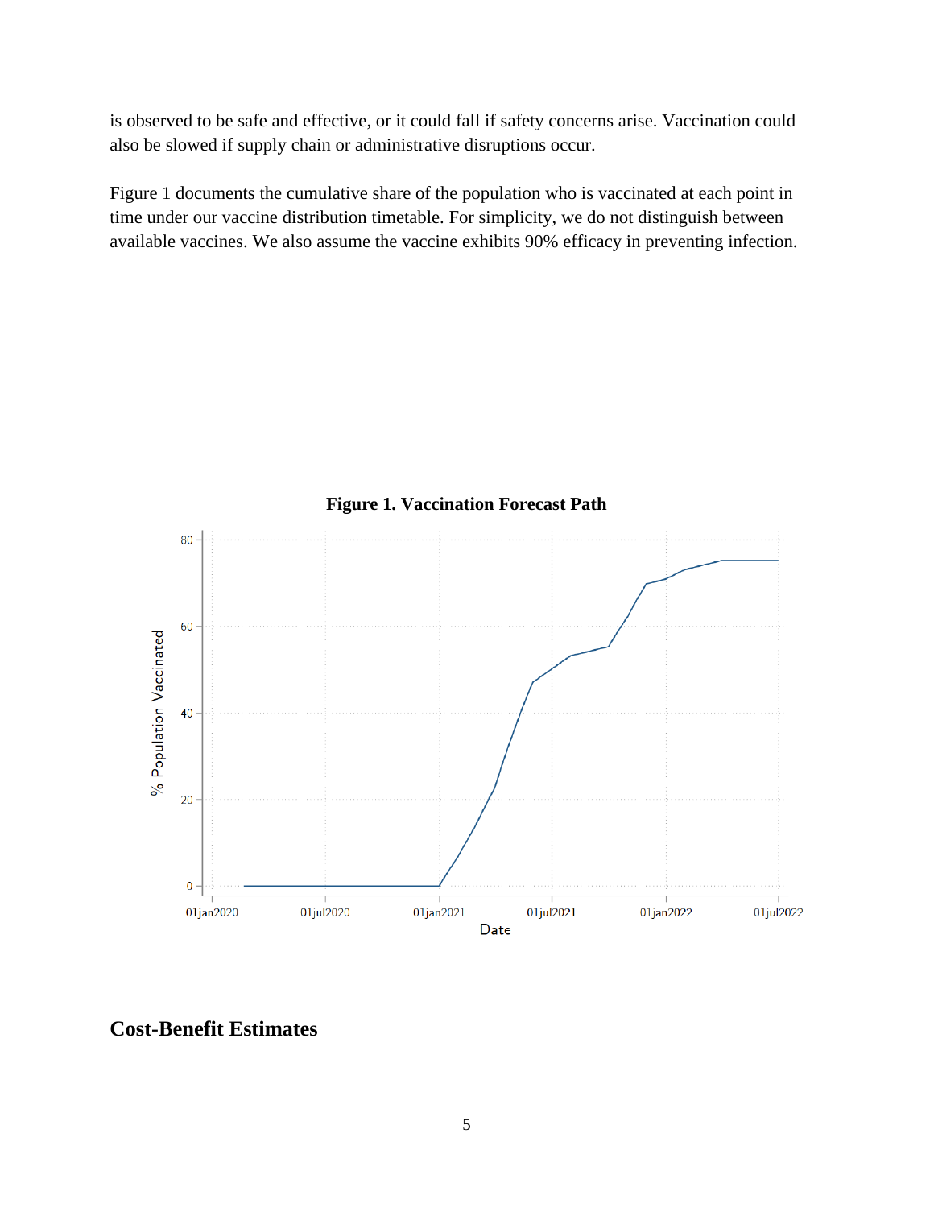is observed to be safe and effective, or it could fall if safety concerns arise. Vaccination could also be slowed if supply chain or administrative disruptions occur.

Figure 1 documents the cumulative share of the population who is vaccinated at each point in time under our vaccine distribution timetable. For simplicity, we do not distinguish between available vaccines. We also assume the vaccine exhibits 90% efficacy in preventing infection.

**Figure 1. Vaccination Forecast Path**

## Cost-Benefit Estimates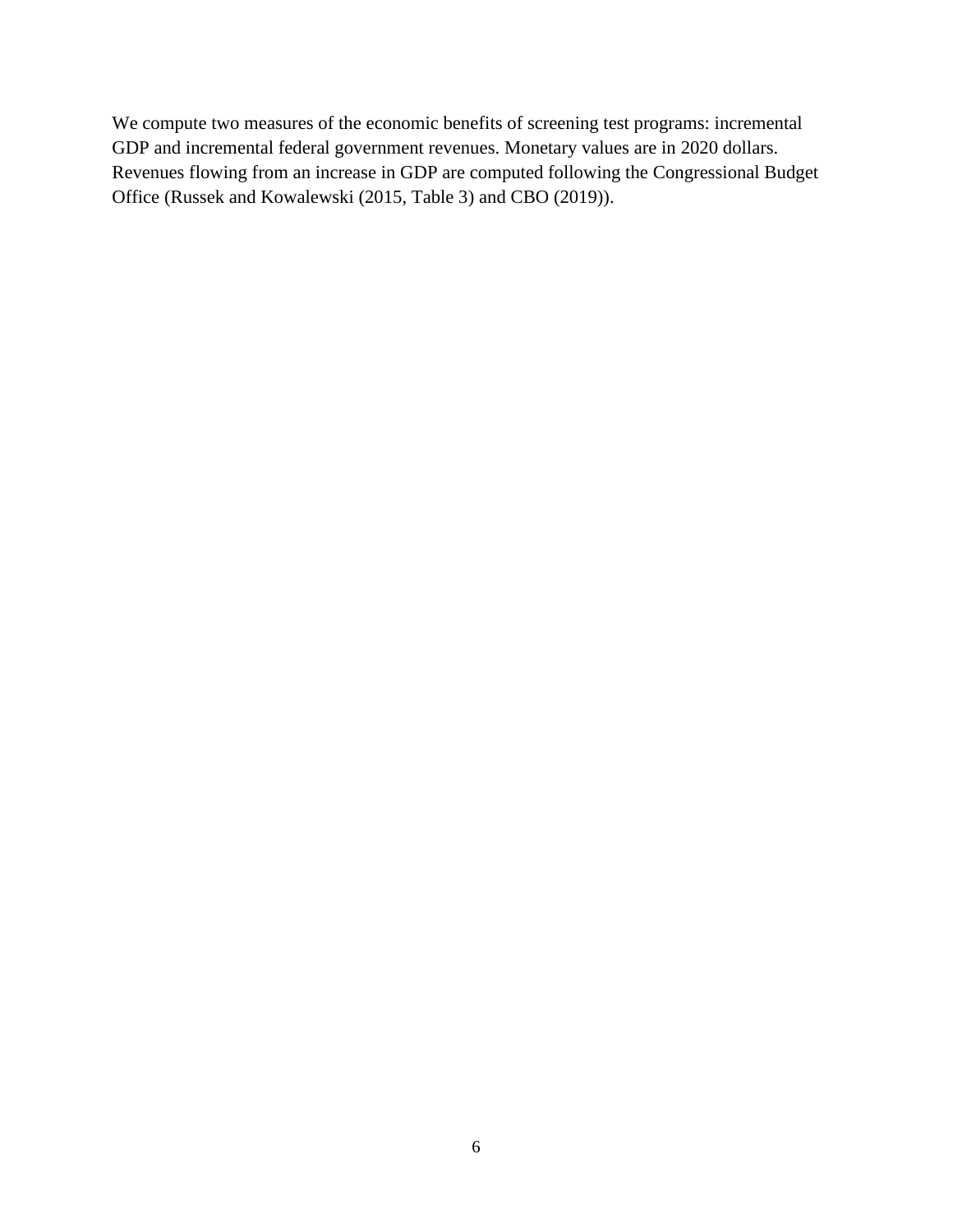We compute two measures of the economic benefits of screening test programs: incremental GDP and incremental federal government revenues. Monetary values are in 2020 dollars. Revenues flowing from an increase in GDP are computed following the Congressional Budget Office (Russek and Kowalewski (2015, Table 3) and CBO (2019)).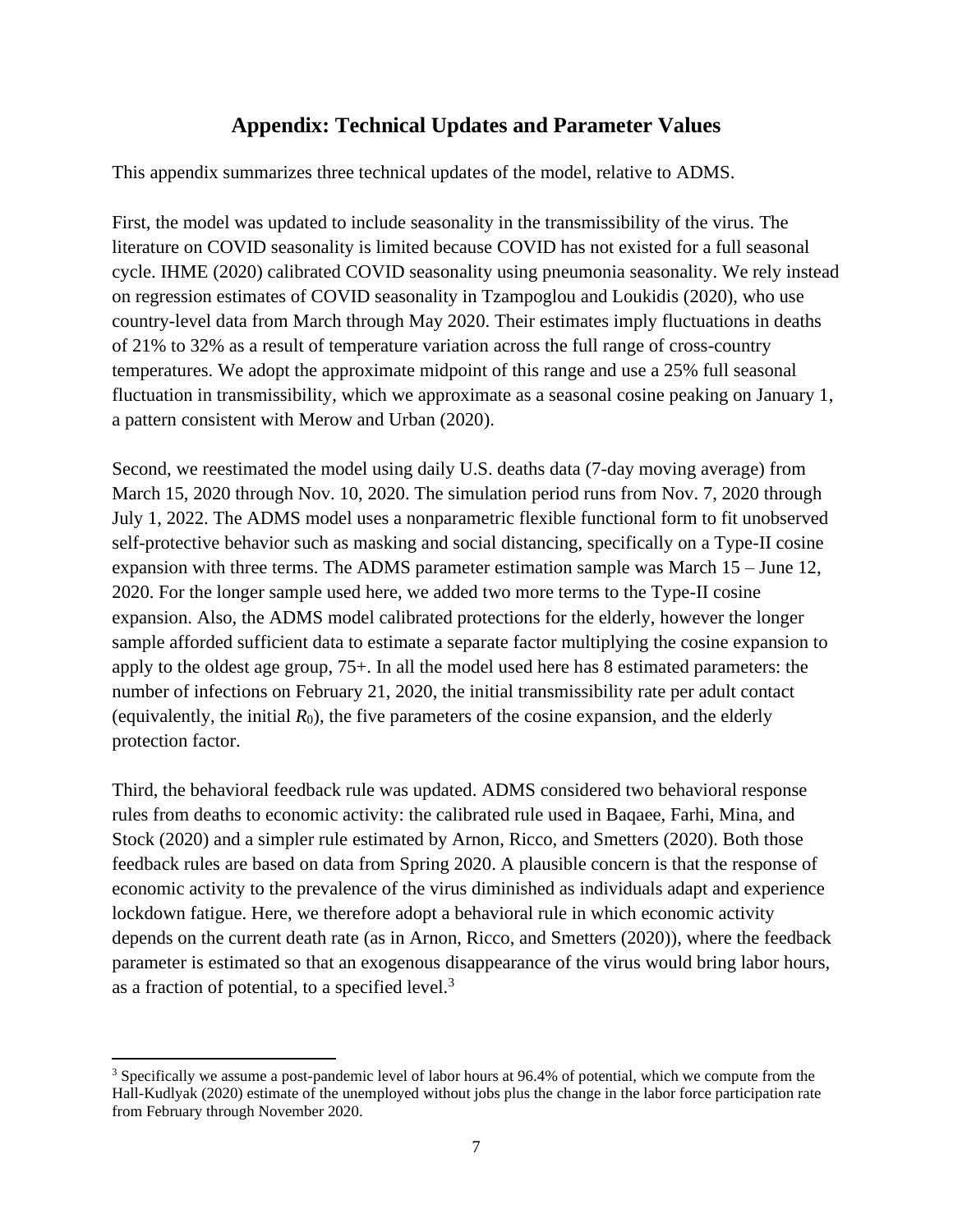## Appendix: Technical Updates and Parameter Values

This appendix summarizes three technical updates of the model, relative to ADMS.

First, the model was updated to include seasonality in the transmissibility of the virus. The literature on COVID seasonality is limited because COVID has not existed for a full seasonal cycle. IHME (2020) calibrated COVID seasonality using pneumonia seasonality. We rely instead on regression estimates of COVID seasonality in Tzampoglou and Loukidis (2020), who use country-level data from March through May 2020. Their estimates imply fluctuations in deaths of 21% to 32% as a result of temperature variation across the full range of cross-country temperatures. We adopt the approximate midpoint of this range and use a 25% full seasonal fluctuation in transmissibility, which we approximate as a seasonal cosine peaking on January 1, a pattern consistent with Merow and Urban (2020).

Second, we reestimated the model using daily U.S. deaths data (7-day moving average) from March 15, 2020 through Nov. 10, 2020. The simulation period runs from Nov. 7, 2020 through July 1, 2022. The ADMS model uses a nonparametric flexible functional form to fit unobserved self-protective behavior such as masking and social distancing, specifically on a Type-II cosine expansion with three terms. The ADMS parameter estimation sample was March 15 – June 12, 2020. For the longer sample used here, we added two more terms to the Type-II cosine expansion. Also, the ADMS model calibrated protections for the elderly, however the longer sample afforded sufficient data to estimate a separate factor multiplying the cosine expansion to apply to the oldest age group, 75+. In all the model used here has 8 estimated parameters: the number of infections on February 21, 2020, the initial transmissibility rate per adult contact (equivalently, the initial $R_0$), the five parameters of the cosine expansion, and the elderly protection factor.

Third, the behavioral feedback rule was updated. ADMS considered two behavioral response rules from deaths to economic activity: the calibrated rule used in Baqaee, Farhi, Mina, and Stock (2020) and a simpler rule estimated by Arnon, Ricco, and Smetters (2020). Both those feedback rules are based on data from Spring 2020. A plausible concern is that the response of economic activity to the prevalence of the virus diminished as individuals adapt and experience lockdown fatigue. Here, we therefore adopt a behavioral rule in which economic activity depends on the current death rate (as in Arnon, Ricco, and Smetters (2020)), where the feedback parameter is estimated so that an exogenous disappearance of the virus would bring labor hours, as a fraction of potential, to a specified level.[3]

[3] Specifically we assume a post-pandemic level of labor hours at 96.4% of potential, which we compute from the Hall-Kudlyak (2020) estimate of the unemployed without jobs plus the change in the labor force participation rate from February through November 2020.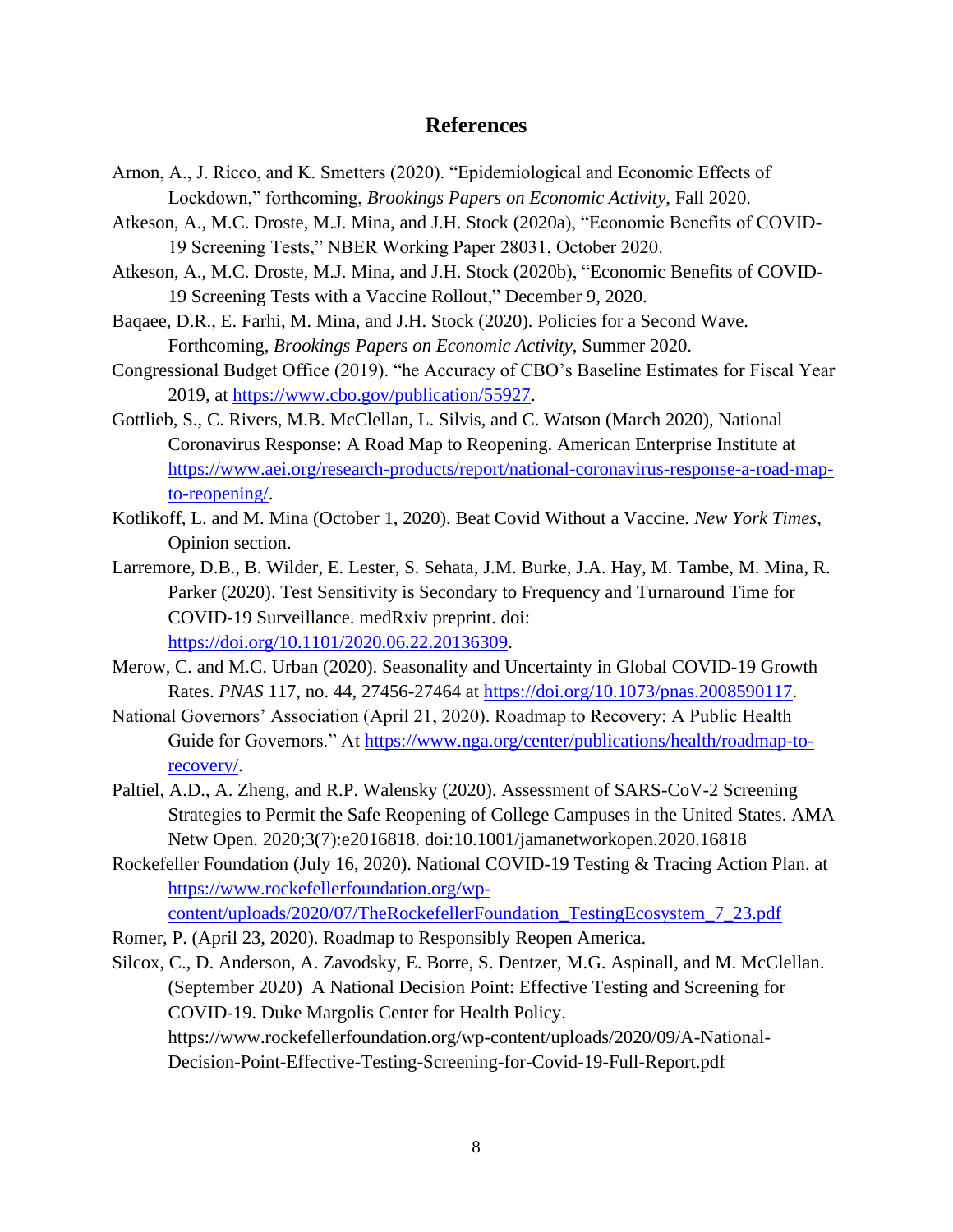## References

Arnon, A., J. Ricco, and K. Smetters (2020). "Epidemiological and Economic Effects of Lockdown," forthcoming, *Brookings Papers on Economic Activity*, Fall 2020.

Atkeson, A., M.C. Droste, M.J. Mina, and J.H. Stock (2020a), "Economic Benefits of COVID-19 Screening Tests," NBER Working Paper 28031, October 2020.

Atkeson, A., M.C. Droste, M.J. Mina, and J.H. Stock (2020b), "Economic Benefits of COVID-19 Screening Tests with a Vaccine Rollout," December 9, 2020.

Baqaee, D.R., E. Farhi, M. Mina, and J.H. Stock (2020). Policies for a Second Wave. Forthcoming, *Brookings Papers on Economic Activity*, Summer 2020.

Congressional Budget Office (2019). "he Accuracy of CBO's Baseline Estimates for Fiscal Year 2019, at https://www.cbo.gov/publication/55927.

Gottlieb, S., C. Rivers, M.B. McClellan, L. Silvis, and C. Watson (March 2020), National Coronavirus Response: A Road Map to Reopening. American Enterprise Institute at https://www.aei.org/research-products/report/national-coronavirus-response-a-road-map-to-reopening/.

Kotlikoff, L. and M. Mina (October 1, 2020). Beat Covid Without a Vaccine. *New York Times*, Opinion section.

Larremore, D.B., B. Wilder, E. Lester, S. Sehata, J.M. Burke, J.A. Hay, M. Tambe, M. Mina, R. Parker (2020). Test Sensitivity is Secondary to Frequency and Turnaround Time for COVID-19 Surveillance. medRxiv preprint. doi: https://doi.org/10.1101/2020.06.22.20136309.

Merow, C. and M.C. Urban (2020). Seasonality and Uncertainty in Global COVID-19 Growth Rates. *PNAS* 117, no. 44, 27456-27464 at https://doi.org/10.1073/pnas.2008590117.

National Governors' Association (April 21, 2020). Roadmap to Recovery: A Public Health Guide for Governors." At https://www.nga.org/center/publications/health/roadmap-to-recovery/.

Paltiel, A.D., A. Zheng, and R.P. Walensky (2020). Assessment of SARS-CoV-2 Screening Strategies to Permit the Safe Reopening of College Campuses in the United States. AMA Netw Open. 2020;3(7):e2016818. doi:10.1001/jamanetworkopen.2020.16818

Rockefeller Foundation (July 16, 2020). National COVID-19 Testing & Tracing Action Plan. at https://www.rockefellerfoundation.org/wp-content/uploads/2020/07/TheRockefellerFoundation_TestingEcosystem_7_23.pdf

Romer, P. (April 23, 2020). Roadmap to Responsibly Reopen America.

Silcox, C., D. Anderson, A. Zavodsky, E. Borre, S. Dentzer, M.G. Aspinall, and M. McClellan. (September 2020) A National Decision Point: Effective Testing and Screening for COVID-19. Duke Margolis Center for Health Policy. https://www.rockefellerfoundation.org/wp-content/uploads/2020/09/A-National-Decision-Point-Effective-Testing-Screening-for-Covid-19-Full-Report.pdf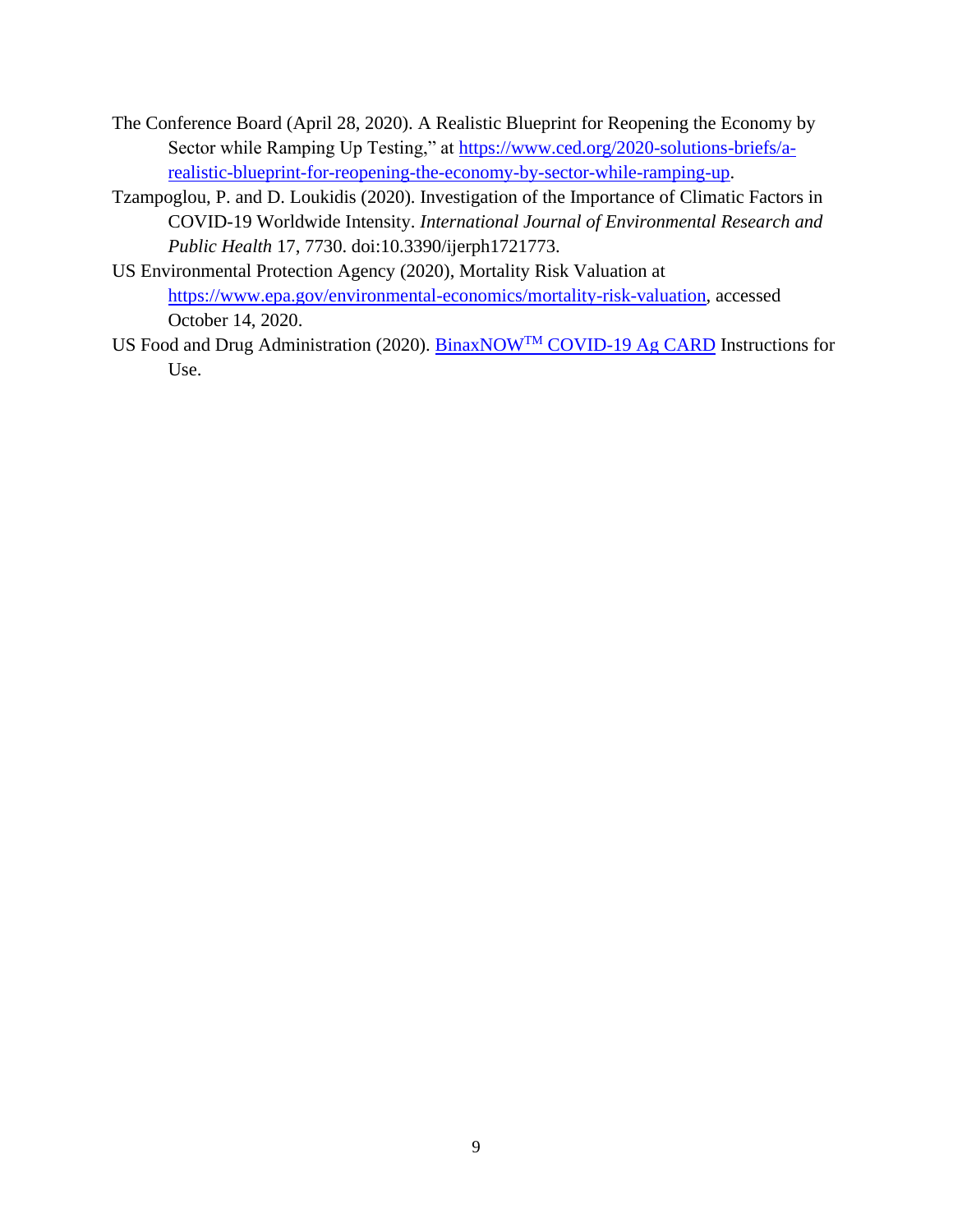The Conference Board (April 28, 2020). A Realistic Blueprint for Reopening the Economy by Sector while Ramping Up Testing," at https://www.ced.org/2020-solutions-briefs/a-realistic-blueprint-for-reopening-the-economy-by-sector-while-ramping-up.

Tzampoglou, P. and D. Loukidis (2020). Investigation of the Importance of Climatic Factors in COVID-19 Worldwide Intensity. *International Journal of Environmental Research and Public Health* 17, 7730. doi:10.3390/ijerph1721773.

US Environmental Protection Agency (2020), Mortality Risk Valuation at https://www.epa.gov/environmental-economics/mortality-risk-valuation, accessed October 14, 2020.

US Food and Drug Administration (2020). BinaxNOW$^{TM}$ COVID-19 Ag CARD Instructions for Use.